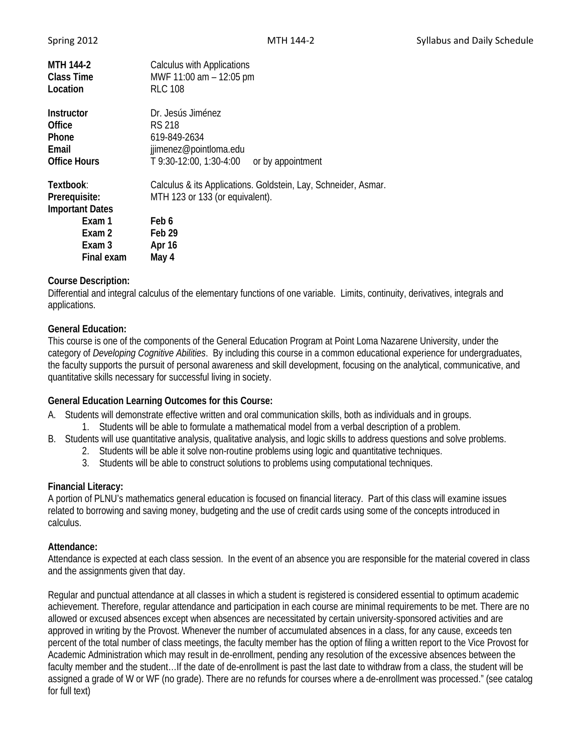| | |
|---|---|
| **MTH 144-2** | Calculus with Applications |
| **Class Time** | MWF 11:00 am – 12:05 pm |
| **Location** | RLC 108 |
| | |
| **Instructor** | Dr. Jesús Jiménez |
| **Office** | RS 218 |
| **Phone** | 619-849-2634 |
| **Email** | jjimenez@pointloma.edu |
| **Office Hours** | T 9:30-12:00, 1:30-4:00 or by appointment |
| | |
| **Textbook**: | Calculus & its Applications. Goldstein, Lay, Schneider, Asmar. |
| **Prerequisite:** | MTH 123 or 133 (or equivalent). |
| **Important Dates** | |
| **Exam 1** | **Feb 6** |
| **Exam 2** | **Feb 29** |
| **Exam 3** | **Apr 16** |
| **Final exam** | **May 4** |

**Course Description:**
Differential and integral calculus of the elementary functions of one variable. Limits, continuity, derivatives, integrals and applications.

**General Education:**
This course is one of the components of the General Education Program at Point Loma Nazarene University, under the category of *Developing Cognitive Abilities*. By including this course in a common educational experience for undergraduates, the faculty supports the pursuit of personal awareness and skill development, focusing on the analytical, communicative, and quantitative skills necessary for successful living in society.

**General Education Learning Outcomes for this Course:**

A. Students will demonstrate effective written and oral communication skills, both as individuals and in groups.
   1. Students will be able to formulate a mathematical model from a verbal description of a problem.

B. Students will use quantitative analysis, qualitative analysis, and logic skills to address questions and solve problems.
   2. Students will be able it solve non-routine problems using logic and quantitative techniques.
   3. Students will be able to construct solutions to problems using computational techniques.

**Financial Literacy:**
A portion of PLNU's mathematics general education is focused on financial literacy. Part of this class will examine issues related to borrowing and saving money, budgeting and the use of credit cards using some of the concepts introduced in calculus.

**Attendance:**
Attendance is expected at each class session. In the event of an absence you are responsible for the material covered in class and the assignments given that day.

Regular and punctual attendance at all classes in which a student is registered is considered essential to optimum academic achievement. Therefore, regular attendance and participation in each course are minimal requirements to be met. There are no allowed or excused absences except when absences are necessitated by certain university-sponsored activities and are approved in writing by the Provost. Whenever the number of accumulated absences in a class, for any cause, exceeds ten percent of the total number of class meetings, the faculty member has the option of filing a written report to the Vice Provost for Academic Administration which may result in de-enrollment, pending any resolution of the excessive absences between the faculty member and the student…If the date of de-enrollment is past the last date to withdraw from a class, the student will be assigned a grade of W or WF (no grade). There are no refunds for courses where a de-enrollment was processed." (see catalog for full text)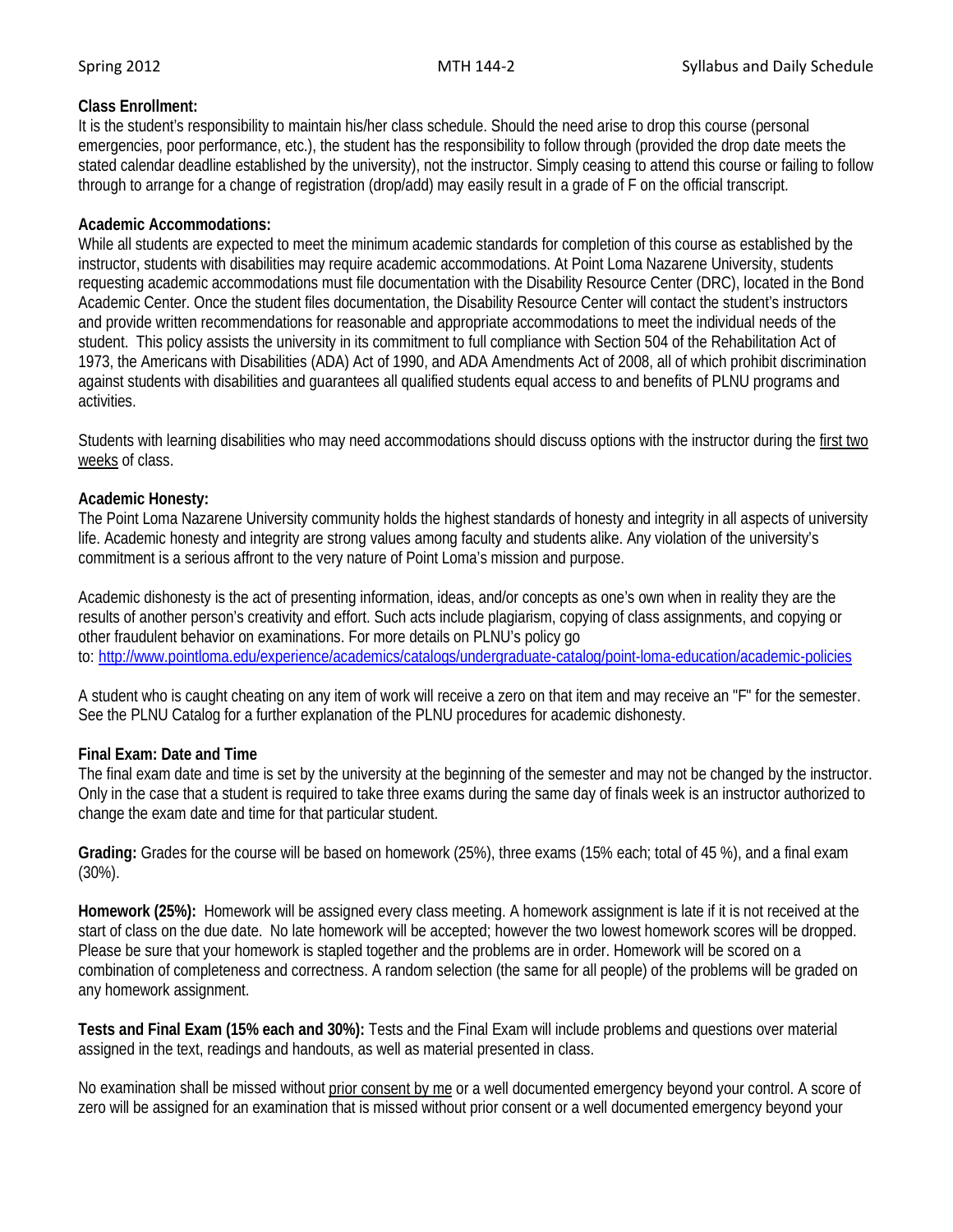**Class Enrollment:**
It is the student's responsibility to maintain his/her class schedule. Should the need arise to drop this course (personal emergencies, poor performance, etc.), the student has the responsibility to follow through (provided the drop date meets the stated calendar deadline established by the university), not the instructor. Simply ceasing to attend this course or failing to follow through to arrange for a change of registration (drop/add) may easily result in a grade of F on the official transcript.

**Academic Accommodations:**
While all students are expected to meet the minimum academic standards for completion of this course as established by the instructor, students with disabilities may require academic accommodations. At Point Loma Nazarene University, students requesting academic accommodations must file documentation with the Disability Resource Center (DRC), located in the Bond Academic Center. Once the student files documentation, the Disability Resource Center will contact the student's instructors and provide written recommendations for reasonable and appropriate accommodations to meet the individual needs of the student. This policy assists the university in its commitment to full compliance with Section 504 of the Rehabilitation Act of 1973, the Americans with Disabilities (ADA) Act of 1990, and ADA Amendments Act of 2008, all of which prohibit discrimination against students with disabilities and guarantees all qualified students equal access to and benefits of PLNU programs and activities.

Students with learning disabilities who may need accommodations should discuss options with the instructor during the first two weeks of class.

**Academic Honesty:**
The Point Loma Nazarene University community holds the highest standards of honesty and integrity in all aspects of university life. Academic honesty and integrity are strong values among faculty and students alike. Any violation of the university's commitment is a serious affront to the very nature of Point Loma's mission and purpose.

Academic dishonesty is the act of presenting information, ideas, and/or concepts as one's own when in reality they are the results of another person's creativity and effort. Such acts include plagiarism, copying of class assignments, and copying or other fraudulent behavior on examinations. For more details on PLNU's policy go to: http://www.pointloma.edu/experience/academics/catalogs/undergraduate-catalog/point-loma-education/academic-policies

A student who is caught cheating on any item of work will receive a zero on that item and may receive an "F" for the semester. See the PLNU Catalog for a further explanation of the PLNU procedures for academic dishonesty.

**Final Exam: Date and Time**
The final exam date and time is set by the university at the beginning of the semester and may not be changed by the instructor. Only in the case that a student is required to take three exams during the same day of finals week is an instructor authorized to change the exam date and time for that particular student.

**Grading:** Grades for the course will be based on homework (25%), three exams (15% each; total of 45 %), and a final exam (30%).

**Homework (25%):** Homework will be assigned every class meeting. A homework assignment is late if it is not received at the start of class on the due date. No late homework will be accepted; however the two lowest homework scores will be dropped. Please be sure that your homework is stapled together and the problems are in order. Homework will be scored on a combination of completeness and correctness. A random selection (the same for all people) of the problems will be graded on any homework assignment.

**Tests and Final Exam (15% each and 30%):** Tests and the Final Exam will include problems and questions over material assigned in the text, readings and handouts, as well as material presented in class.

No examination shall be missed without prior consent by me or a well documented emergency beyond your control. A score of zero will be assigned for an examination that is missed without prior consent or a well documented emergency beyond your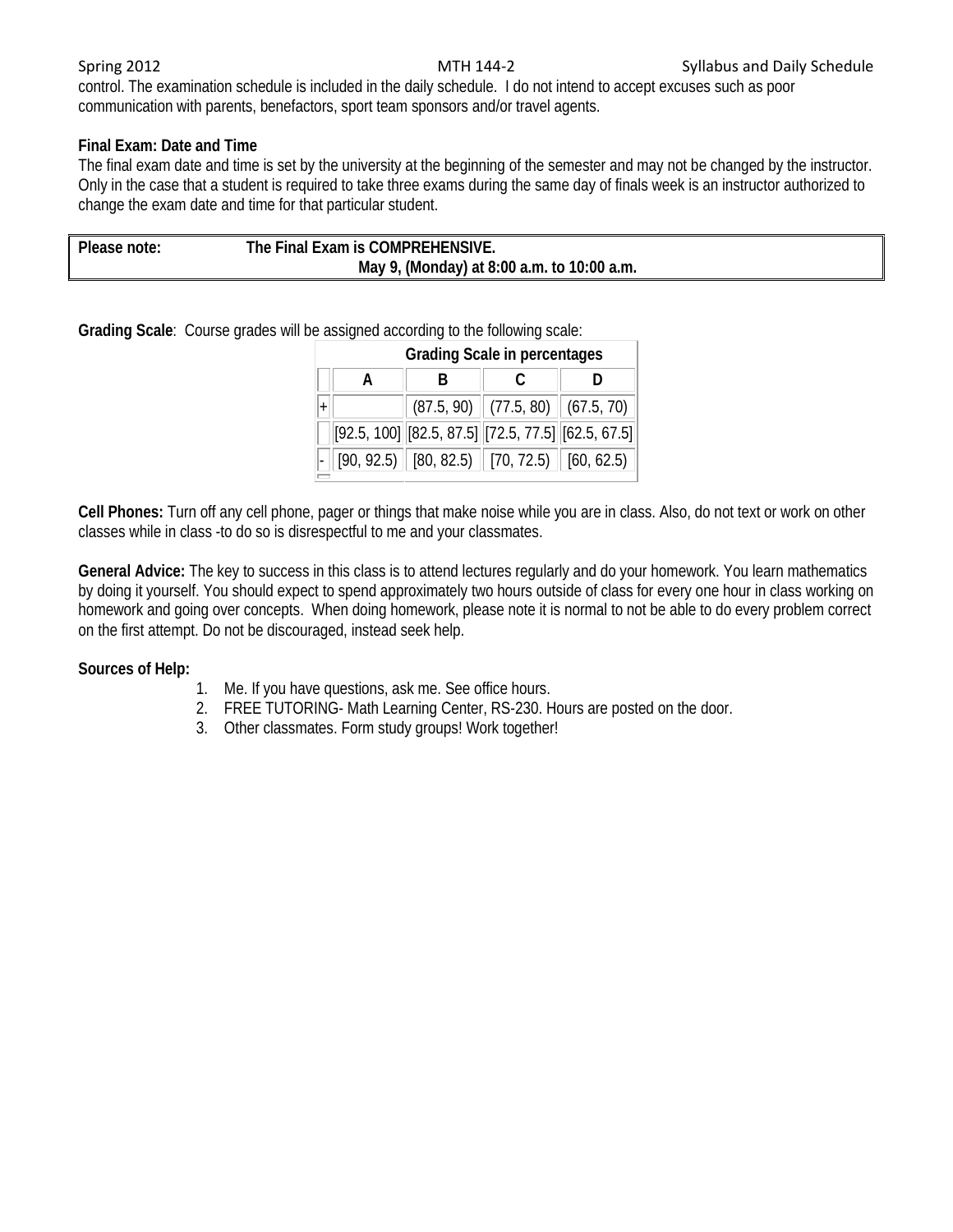control. The examination schedule is included in the daily schedule. I do not intend to accept excuses such as poor communication with parents, benefactors, sport team sponsors and/or travel agents.

**Final Exam: Date and Time**
The final exam date and time is set by the university at the beginning of the semester and may not be changed by the instructor. Only in the case that a student is required to take three exams during the same day of finals week is an instructor authorized to change the exam date and time for that particular student.

**Please note: The Final Exam is COMPREHENSIVE.**
**May 9, (Monday) at 8:00 a.m. to 10:00 a.m.**

**Grading Scale**: Course grades will be assigned according to the following scale:

| Grading Scale in percentages | | | | |
|---|---|---|---|---|
| | A | B | C | D |
| + | | (87.5, 90) | (77.5, 80) | (67.5, 70) |
| | [92.5, 100] | [82.5, 87.5] | [72.5, 77.5] | [62.5, 67.5] |
| - | [90, 92.5) | [80, 82.5) | [70, 72.5) | [60, 62.5) |

**Cell Phones:** Turn off any cell phone, pager or things that make noise while you are in class. Also, do not text or work on other classes while in class -to do so is disrespectful to me and your classmates.

**General Advice:** The key to success in this class is to attend lectures regularly and do your homework. You learn mathematics by doing it yourself. You should expect to spend approximately two hours outside of class for every one hour in class working on homework and going over concepts. When doing homework, please note it is normal to not be able to do every problem correct on the first attempt. Do not be discouraged, instead seek help.

**Sources of Help:**

1. Me. If you have questions, ask me. See office hours.
2. FREE TUTORING- Math Learning Center, RS-230. Hours are posted on the door.
3. Other classmates. Form study groups! Work together!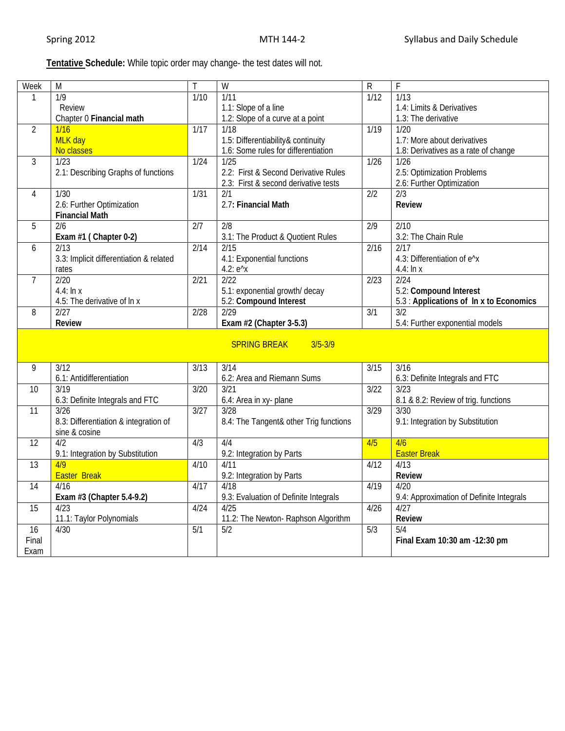Spring 2012 MTH 144-2 Syllabus and Daily Schedule

**Tentative Schedule:** While topic order may change- the test dates will not.

| Week | M | T | W | R | F |
|---|---|---|---|---|---|
| 1 | 1/9 Review Chapter 0 **Financial math** | 1/10 | 1/11 1.1: Slope of a line 1.2: Slope of a curve at a point | 1/12 | 1/13 1.4: Limits & Derivatives 1.3: The derivative |
| 2 | 1/16 MLK day No classes | 1/17 | 1/18 1.5: Differentiability& continuity 1.6: Some rules for differentiation | 1/19 | 1/20 1.7: More about derivatives 1.8: Derivatives as a rate of change |
| 3 | 1/23 2.1: Describing Graphs of functions | 1/24 | 1/25 2.2: First & Second Derivative Rules 2.3: First & second derivative tests | 1/26 | 1/26 2.5: Optimization Problems 2.6: Further Optimization |
| 4 | 1/30 2.6: Further Optimization **Financial Math** | 1/31 | 2/1 2.7**: Financial Math** | 2/2 | 2/3 **Review** |
| 5 | 2/6 **Exam #1 ( Chapter 0-2)** | 2/7 | 2/8 3.1: The Product & Quotient Rules | 2/9 | 2/10 3.2: The Chain Rule |
| 6 | 2/13 3.3: Implicit differentiation & related rates | 2/14 | 2/15 4.1: Exponential functions 4.2: e^x | 2/16 | 2/17 4.3: Differentiation of e^x 4.4: ln x |
| 7 | 2/20 4.4: ln x 4.5: The derivative of ln x | 2/21 | 2/22 5.1: exponential growth/ decay 5.2: **Compound Interest** | 2/23 | 2/24 5.2: **Compound Interest** 5.3 : **Applications of ln x to Economics** |
| 8 | 2/27 **Review** | 2/28 | 2/29 **Exam #2 (Chapter 3-5.3)** | 3/1 | 3/2 5.4: Further exponential models |
| | | | SPRING BREAK 3/5-3/9 | | |
| 9 | 3/12 6.1: Antidifferentiation | 3/13 | 3/14 6.2: Area and Riemann Sums | 3/15 | 3/16 6.3: Definite Integrals and FTC |
| 10 | 3/19 6.3: Definite Integrals and FTC | 3/20 | 3/21 6.4: Area in xy- plane | 3/22 | 3/23 8.1 & 8.2: Review of trig. functions |
| 11 | 3/26 8.3: Differentiation & integration of sine & cosine | 3/27 | 3/28 8.4: The Tangent& other Trig functions | 3/29 | 3/30 9.1: Integration by Substitution |
| 12 | 4/2 9.1: Integration by Substitution | 4/3 | 4/4 9.2: Integration by Parts | 4/5 | 4/6 Easter Break |
| 13 | 4/9 Easter Break | 4/10 | 4/11 9.2: Integration by Parts | 4/12 | 4/13 **Review** |
| 14 | 4/16 **Exam #3 (Chapter 5.4-9.2)** | 4/17 | 4/18 9.3: Evaluation of Definite Integrals | 4/19 | 4/20 9.4: Approximation of Definite Integrals |
| 15 | 4/23 11.1: Taylor Polynomials | 4/24 | 4/25 11.2: The Newton- Raphson Algorithm | 4/26 | 4/27 **Review** |
| 16 Final Exam | 4/30 | 5/1 | 5/2 | 5/3 | 5/4 **Final Exam 10:30 am -12:30 pm** |